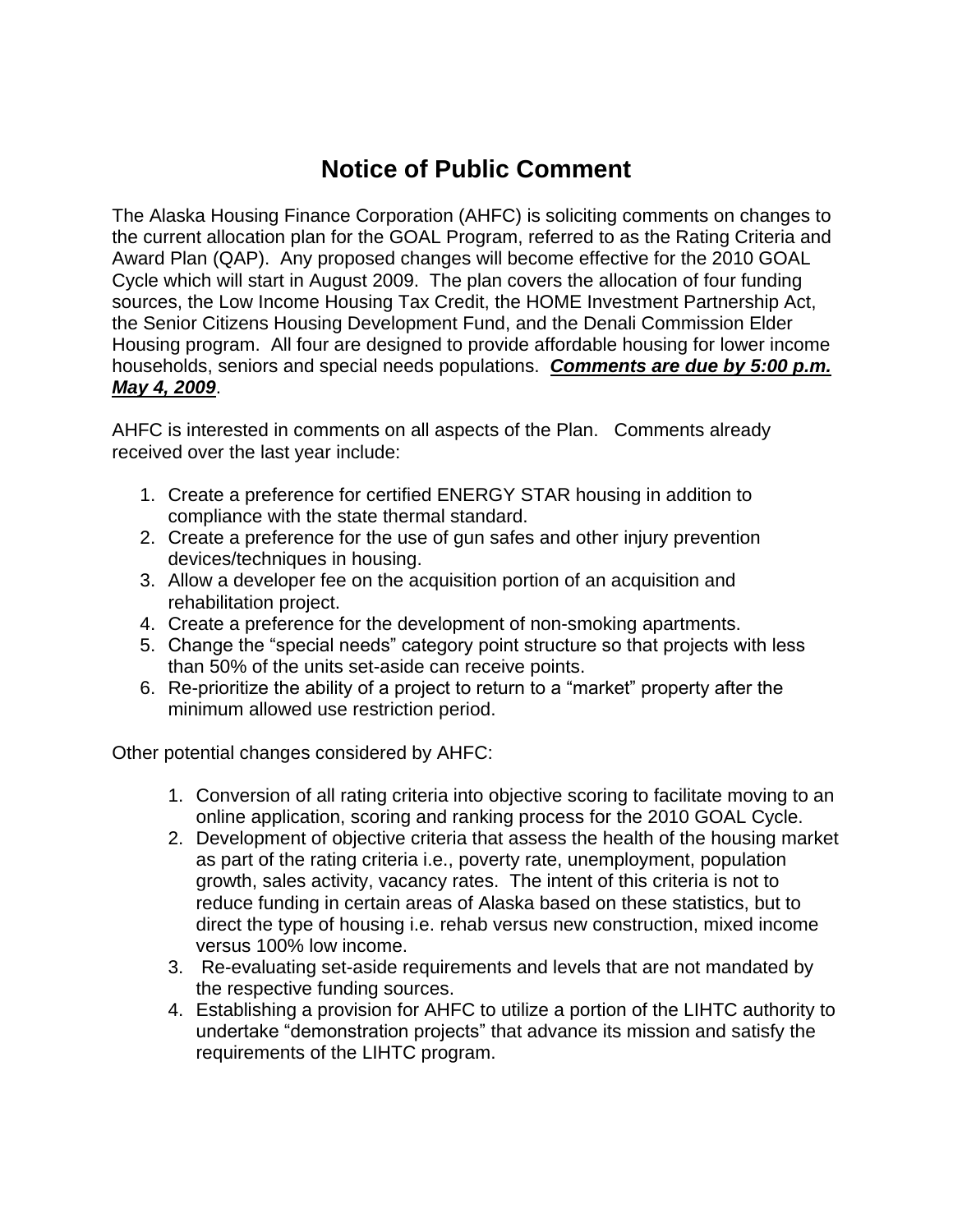# Notice of Public Comment

The Alaska Housing Finance Corporation (AHFC) is soliciting comments on changes to the current allocation plan for the GOAL Program, referred to as the Rating Criteria and Award Plan (QAP). Any proposed changes will become effective for the 2010 GOAL Cycle which will start in August 2009. The plan covers the allocation of four funding sources, the Low Income Housing Tax Credit, the HOME Investment Partnership Act, the Senior Citizens Housing Development Fund, and the Denali Commission Elder Housing program. All four are designed to provide affordable housing for lower income households, seniors and special needs populations. ***Comments are due by 5:00 p.m. May 4, 2009***.

AHFC is interested in comments on all aspects of the Plan. Comments already received over the last year include:

1. Create a preference for certified ENERGY STAR housing in addition to compliance with the state thermal standard.
2. Create a preference for the use of gun safes and other injury prevention devices/techniques in housing.
3. Allow a developer fee on the acquisition portion of an acquisition and rehabilitation project.
4. Create a preference for the development of non-smoking apartments.
5. Change the "special needs" category point structure so that projects with less than 50% of the units set-aside can receive points.
6. Re-prioritize the ability of a project to return to a "market" property after the minimum allowed use restriction period.

Other potential changes considered by AHFC:

1. Conversion of all rating criteria into objective scoring to facilitate moving to an online application, scoring and ranking process for the 2010 GOAL Cycle.
2. Development of objective criteria that assess the health of the housing market as part of the rating criteria i.e., poverty rate, unemployment, population growth, sales activity, vacancy rates. The intent of this criteria is not to reduce funding in certain areas of Alaska based on these statistics, but to direct the type of housing i.e. rehab versus new construction, mixed income versus 100% low income.
3. Re-evaluating set-aside requirements and levels that are not mandated by the respective funding sources.
4. Establishing a provision for AHFC to utilize a portion of the LIHTC authority to undertake "demonstration projects" that advance its mission and satisfy the requirements of the LIHTC program.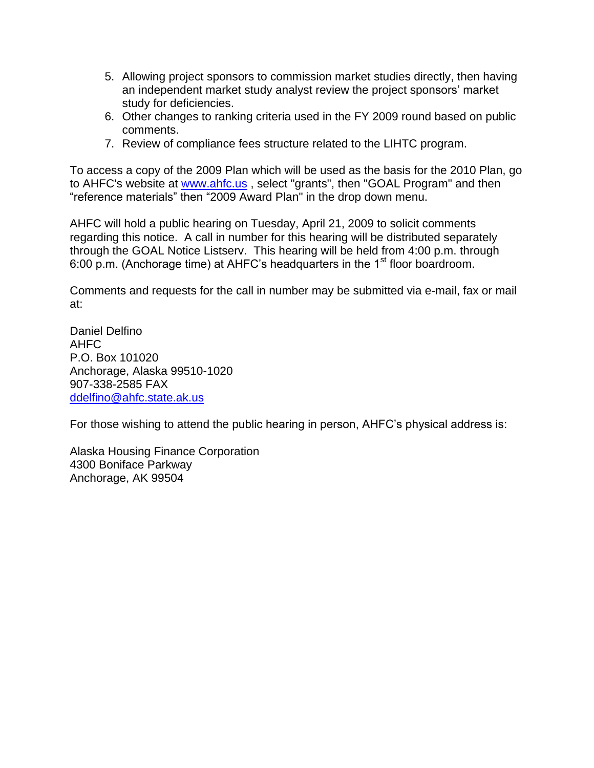5. Allowing project sponsors to commission market studies directly, then having an independent market study analyst review the project sponsors' market study for deficiencies.
6. Other changes to ranking criteria used in the FY 2009 round based on public comments.
7. Review of compliance fees structure related to the LIHTC program.

To access a copy of the 2009 Plan which will be used as the basis for the 2010 Plan, go to AHFC's website at www.ahfc.us , select "grants", then "GOAL Program" and then "reference materials" then "2009 Award Plan" in the drop down menu.

AHFC will hold a public hearing on Tuesday, April 21, 2009 to solicit comments regarding this notice. A call in number for this hearing will be distributed separately through the GOAL Notice Listserv. This hearing will be held from 4:00 p.m. through 6:00 p.m. (Anchorage time) at AHFC's headquarters in the 1st floor boardroom.

Comments and requests for the call in number may be submitted via e-mail, fax or mail at:

Daniel Delfino  
AHFC  
P.O. Box 101020  
Anchorage, Alaska 99510-1020  
907-338-2585 FAX  
ddelfino@ahfc.state.ak.us

For those wishing to attend the public hearing in person, AHFC's physical address is:

Alaska Housing Finance Corporation  
4300 Boniface Parkway  
Anchorage, AK 99504